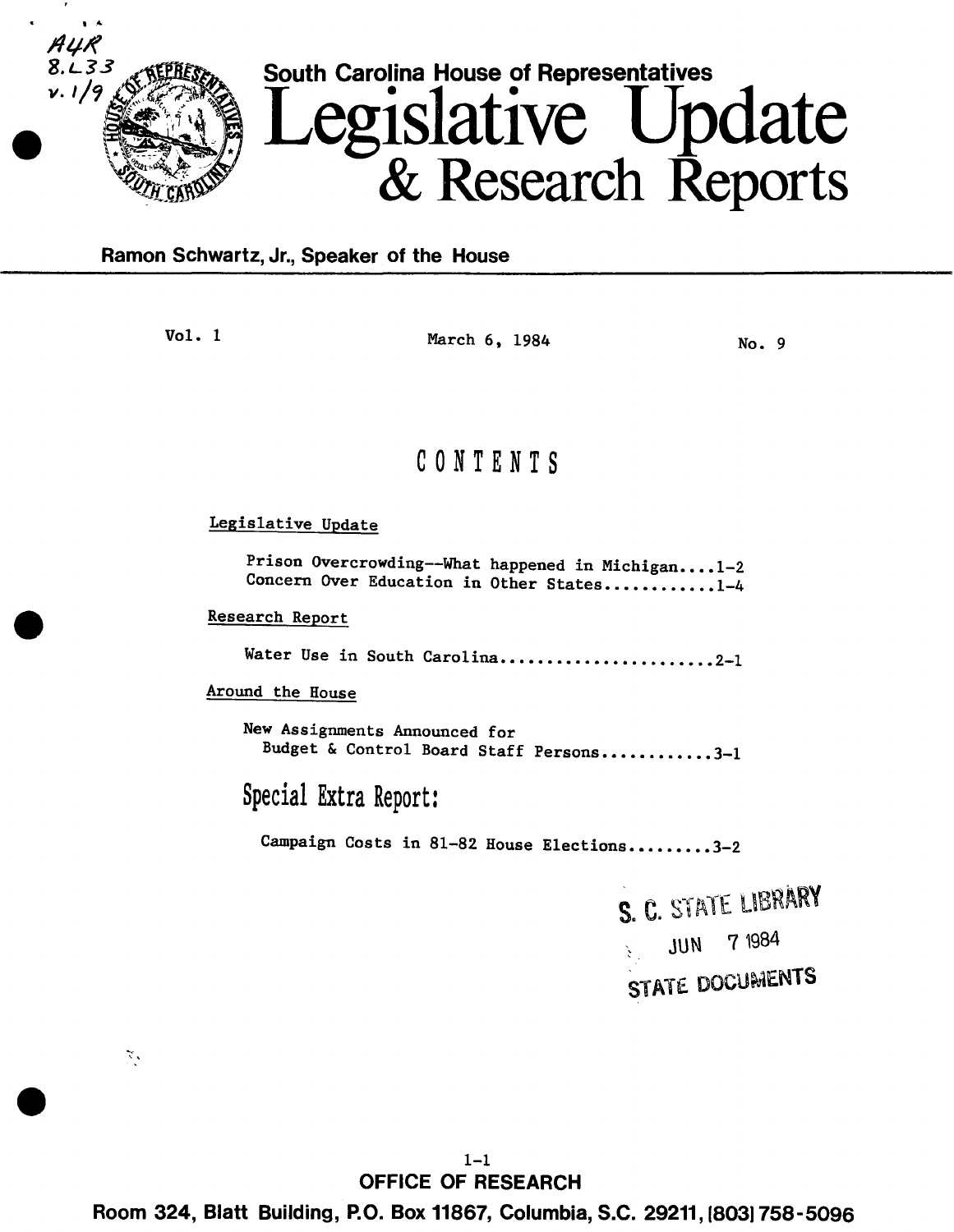South Carolina House of Representatives

# Legislative Update & Research Reports

Ramon Schwartz, Jr., Speaker of the House

Vol. 1 | March 6, 1984 | No. 9

## CONTENTS

Legislative Update

- Prison Overcrowding--What happened in Michigan....1-2
- Concern Over Education in Other States............1-4

Research Report

- Water Use in South Carolina.......................2-1

Around the House

- New Assignments Announced for Budget & Control Board Staff Persons............3-1

**Special Extra Report:**

- Campaign Costs in 81-82 House Elections.........3-2

S. C. STATE LIBRARY
JUN 7 1984
STATE DOCUMENTS

OFFICE OF RESEARCH

Room 324, Blatt Building, P.O. Box 11867, Columbia, S.C. 29211, (803) 758-5096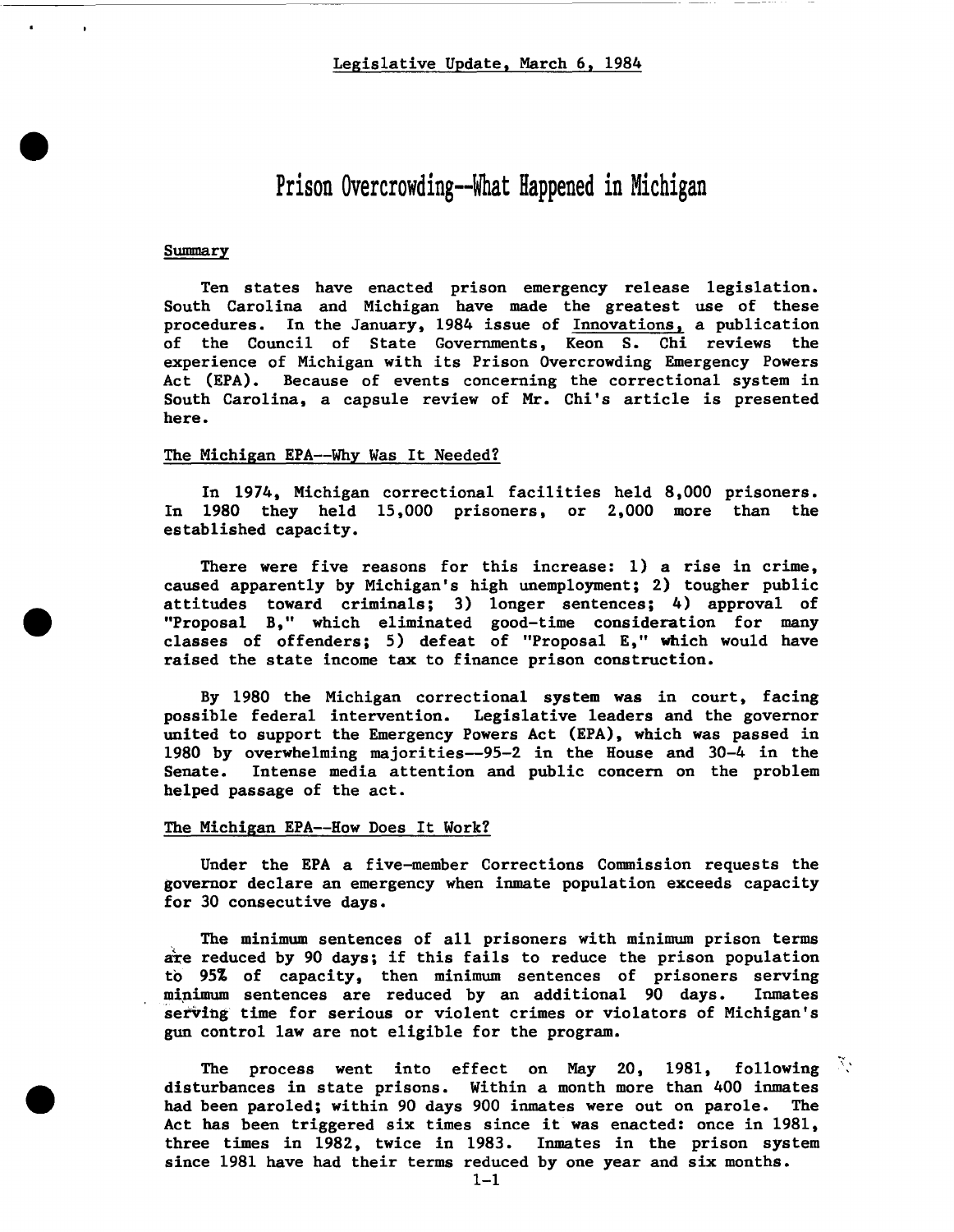Legislative Update, March 6, 1984

# Prison Overcrowding--What Happened in Michigan

## Summary

Ten states have enacted prison emergency release legislation. South Carolina and Michigan have made the greatest use of these procedures. In the January, 1984 issue of Innovations, a publication of the Council of State Governments, Keon S. Chi reviews the experience of Michigan with its Prison Overcrowding Emergency Powers Act (EPA). Because of events concerning the correctional system in South Carolina, a capsule review of Mr. Chi's article is presented here.

## The Michigan EPA--Why Was It Needed?

In 1974, Michigan correctional facilities held 8,000 prisoners. In 1980 they held 15,000 prisoners, or 2,000 more than the established capacity.

There were five reasons for this increase: 1) a rise in crime, caused apparently by Michigan's high unemployment; 2) tougher public attitudes toward criminals; 3) longer sentences; 4) approval of "Proposal B," which eliminated good-time consideration for many classes of offenders; 5) defeat of "Proposal E," which would have raised the state income tax to finance prison construction.

By 1980 the Michigan correctional system was in court, facing possible federal intervention. Legislative leaders and the governor united to support the Emergency Powers Act (EPA), which was passed in 1980 by overwhelming majorities--95-2 in the House and 30-4 in the Senate. Intense media attention and public concern on the problem helped passage of the act.

## The Michigan EPA--How Does It Work?

Under the EPA a five-member Corrections Commission requests the governor declare an emergency when inmate population exceeds capacity for 30 consecutive days.

The minimum sentences of all prisoners with minimum prison terms are reduced by 90 days; if this fails to reduce the prison population to 95% of capacity, then minimum sentences of prisoners serving minimum sentences are reduced by an additional 90 days. Inmates serving time for serious or violent crimes or violators of Michigan's gun control law are not eligible for the program.

The process went into effect on May 20, 1981, following disturbances in state prisons. Within a month more than 400 inmates had been paroled; within 90 days 900 inmates were out on parole. The Act has been triggered six times since it was enacted: once in 1981, three times in 1982, twice in 1983. Inmates in the prison system since 1981 have had their terms reduced by one year and six months.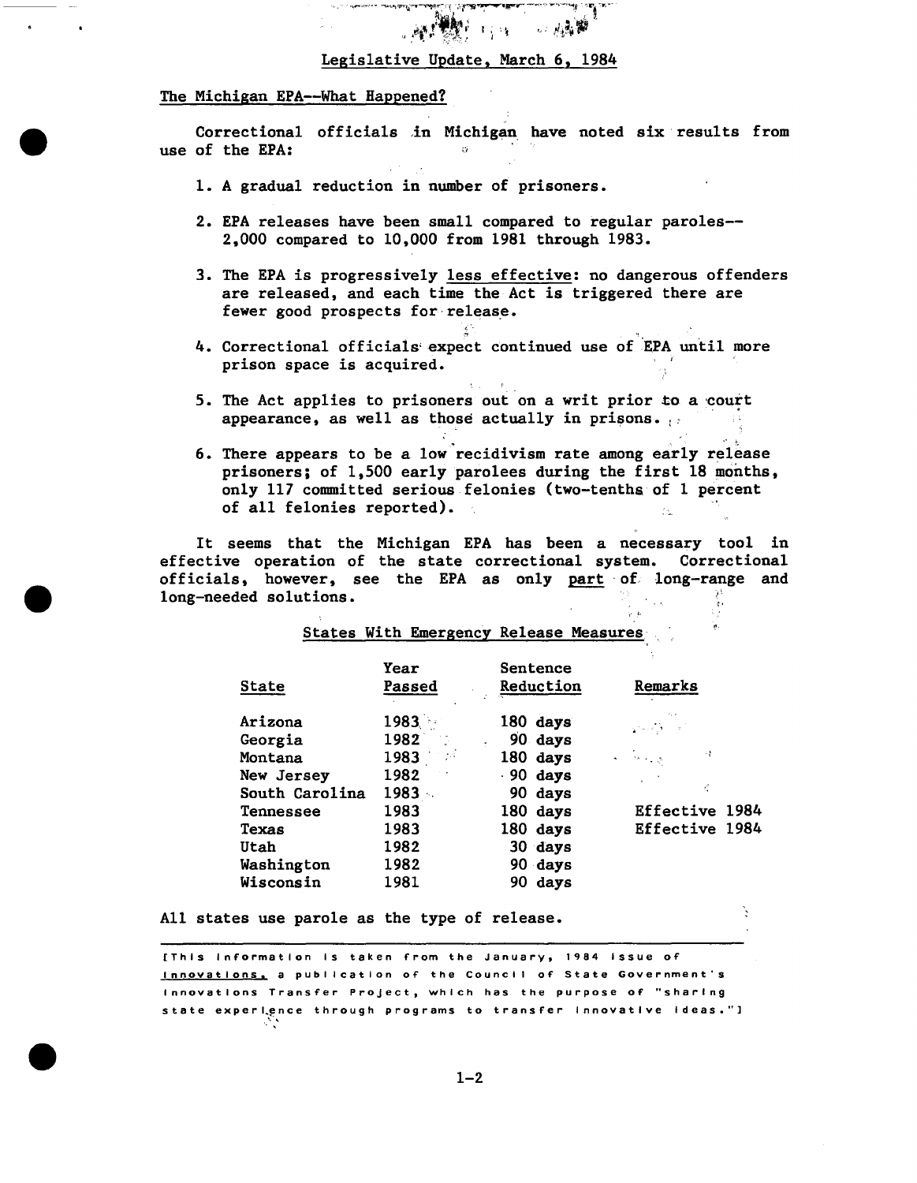## Legislative Update, March 6, 1984

### The Michigan EPA--What Happened?

Correctional officials in Michigan have noted six results from use of the EPA:

1. A gradual reduction in number of prisoners.
2. EPA releases have been small compared to regular paroles-- 2,000 compared to 10,000 from 1981 through 1983.
3. The EPA is progressively less effective: no dangerous offenders are released, and each time the Act is triggered there are fewer good prospects for release.
4. Correctional officials expect continued use of EPA until more prison space is acquired.
5. The Act applies to prisoners out on a writ prior to a court appearance, as well as those actually in prisons.
6. There appears to be a low recidivism rate among early release prisoners; of 1,500 early parolees during the first 18 months, only 117 committed serious felonies (two-tenths of 1 percent of all felonies reported).

It seems that the Michigan EPA has been a necessary tool in effective operation of the state correctional system. Correctional officials, however, see the EPA as only part of long-range and long-needed solutions.

### States With Emergency Release Measures

| State | Year Passed | Sentence Reduction | Remarks |
|---|---|---|---|
| Arizona | 1983 | 180 days | |
| Georgia | 1982 | 90 days | |
| Montana | 1983 | 180 days | |
| New Jersey | 1982 | 90 days | |
| South Carolina | 1983 | 90 days | |
| Tennessee | 1983 | 180 days | Effective 1984 |
| Texas | 1983 | 180 days | Effective 1984 |
| Utah | 1982 | 30 days | |
| Washington | 1982 | 90 days | |
| Wisconsin | 1981 | 90 days | |

All states use parole as the type of release.

[This information is taken from the January, 1984 issue of Innovations, a publication of the Council of State Government's Innovations Transfer Project, which has the purpose of "sharing state experience through programs to transfer innovative ideas."]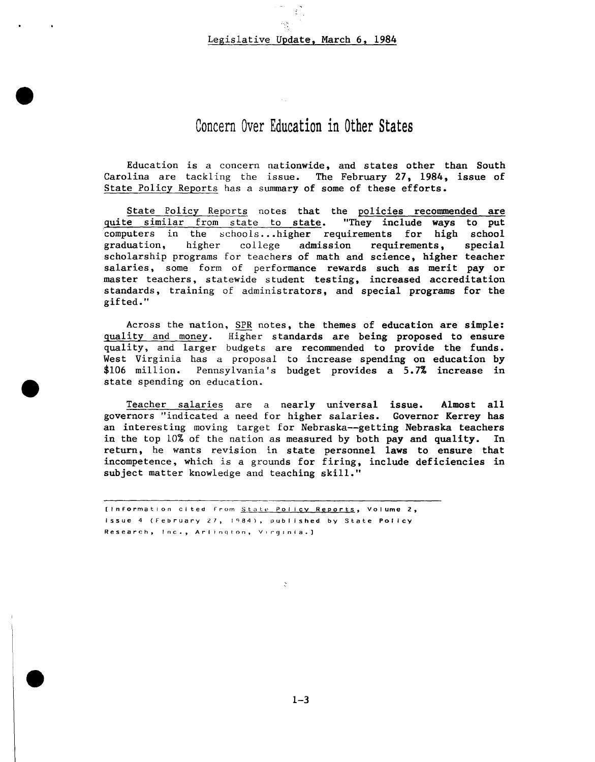# Concern Over Education in Other States

Education is a concern nationwide, and states other than South Carolina are tackling the issue. The February 27, 1984, issue of State Policy Reports has a summary of some of these efforts.

State Policy Reports notes that the policies recommended are quite similar from state to state. "They include ways to put computers in the schools...higher requirements for high school graduation, higher college admission requirements, special scholarship programs for teachers of math and science, higher teacher salaries, some form of performance rewards such as merit pay or master teachers, statewide student testing, increased accreditation standards, training of administrators, and special programs for the gifted."

Across the nation, SPR notes, the themes of education are simple: quality and money. Higher standards are being proposed to ensure quality, and larger budgets are recommended to provide the funds. West Virginia has a proposal to increase spending on education by $106 million. Pennsylvania's budget provides a 5.7% increase in state spending on education.

Teacher salaries are a nearly universal issue. Almost all governors "indicated a need for higher salaries. Governor Kerrey has an interesting moving target for Nebraska--getting Nebraska teachers in the top 10% of the nation as measured by both pay and quality. In return, he wants revision in state personnel laws to ensure that incompetence, which is a grounds for firing, include deficiencies in subject matter knowledge and teaching skill."

---

[Information cited from State Policy Reports, Volume 2, Issue 4 (February 27, 1984), published by State Policy Research, Inc., Arlington, Virginia.]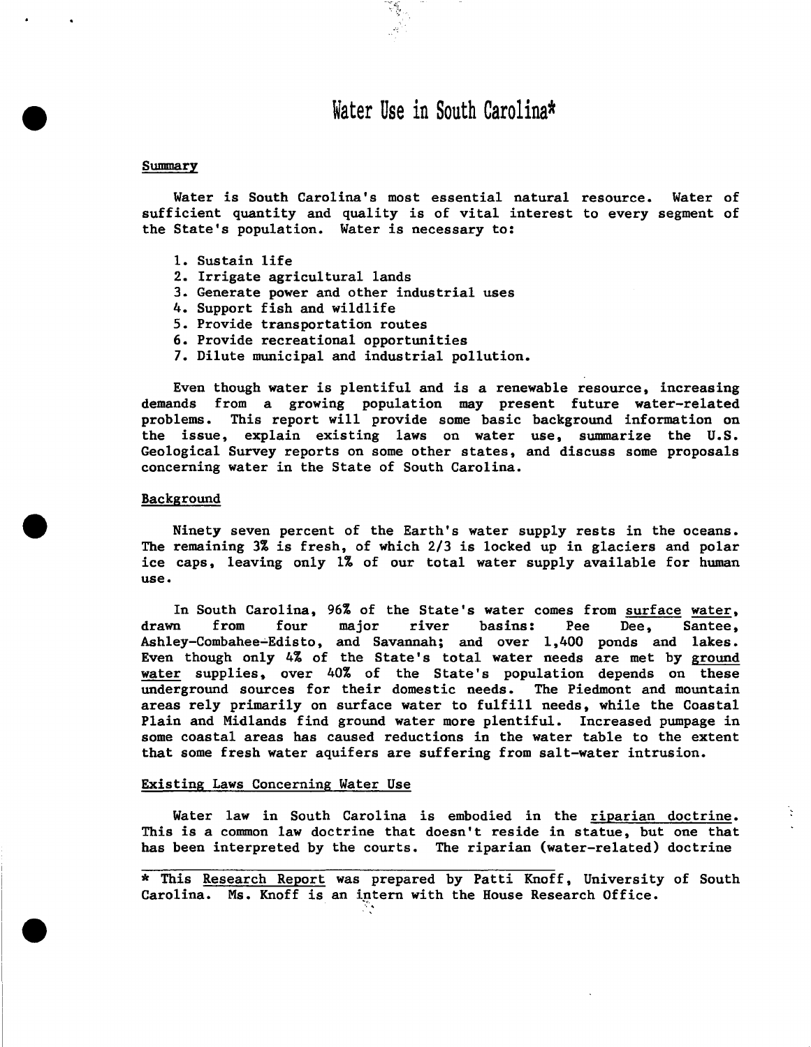# Water Use in South Carolina*

## Summary

Water is South Carolina's most essential natural resource. Water of sufficient quantity and quality is of vital interest to every segment of the State's population. Water is necessary to:

1. Sustain life
2. Irrigate agricultural lands
3. Generate power and other industrial uses
4. Support fish and wildlife
5. Provide transportation routes
6. Provide recreational opportunities
7. Dilute municipal and industrial pollution.

Even though water is plentiful and is a renewable resource, increasing demands from a growing population may present future water-related problems. This report will provide some basic background information on the issue, explain existing laws on water use, summarize the U.S. Geological Survey reports on some other states, and discuss some proposals concerning water in the State of South Carolina.

## Background

Ninety seven percent of the Earth's water supply rests in the oceans. The remaining 3% is fresh, of which 2/3 is locked up in glaciers and polar ice caps, leaving only 1% of our total water supply available for human use.

In South Carolina, 96% of the State's water comes from <u>surface water</u>, drawn from four major river basins: Pee Dee, Santee, Ashley-Combahee-Edisto, and Savannah; and over 1,400 ponds and lakes. Even though only 4% of the State's total water needs are met by <u>ground water</u> supplies, over 40% of the State's population depends on these underground sources for their domestic needs. The Piedmont and mountain areas rely primarily on surface water to fulfill needs, while the Coastal Plain and Midlands find ground water more plentiful. Increased pumpage in some coastal areas has caused reductions in the water table to the extent that some fresh water aquifers are suffering from salt-water intrusion.

## Existing Laws Concerning Water Use

Water law in South Carolina is embodied in the <u>riparian doctrine</u>. This is a common law doctrine that doesn't reside in statue, but one that has been interpreted by the courts. The riparian (water-related) doctrine

---

* This <u>Research Report</u> was prepared by Patti Knoff, University of South Carolina. Ms. Knoff is an intern with the House Research Office.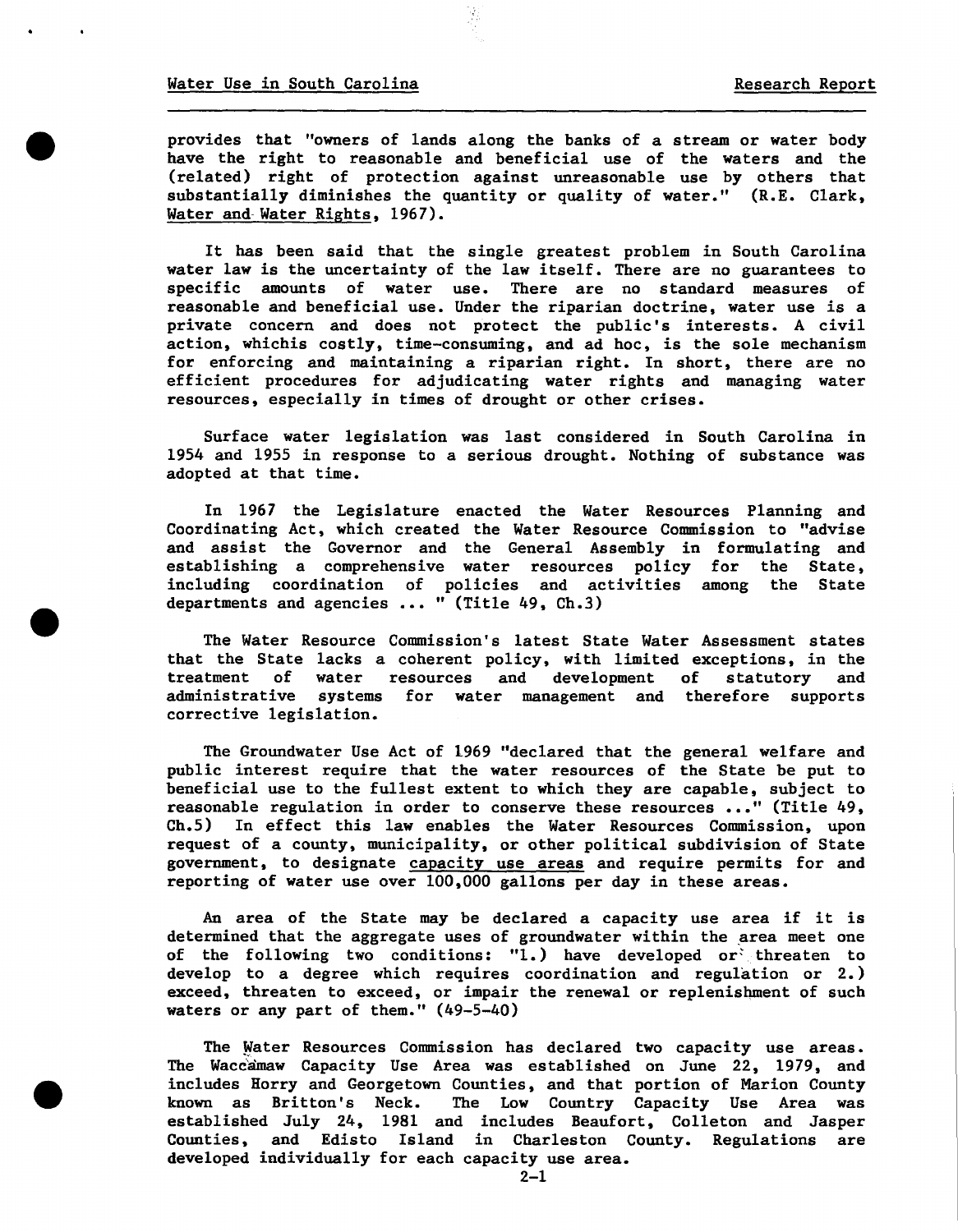provides that "owners of lands along the banks of a stream or water body have the right to reasonable and beneficial use of the waters and the (related) right of protection against unreasonable use by others that substantially diminishes the quantity or quality of water." (R.E. Clark, Water and Water Rights, 1967).

It has been said that the single greatest problem in South Carolina water law is the uncertainty of the law itself. There are no guarantees to specific amounts of water use. There are no standard measures of reasonable and beneficial use. Under the riparian doctrine, water use is a private concern and does not protect the public's interests. A civil action, whichis costly, time-consuming, and ad hoc, is the sole mechanism for enforcing and maintaining a riparian right. In short, there are no efficient procedures for adjudicating water rights and managing water resources, especially in times of drought or other crises.

Surface water legislation was last considered in South Carolina in 1954 and 1955 in response to a serious drought. Nothing of substance was adopted at that time.

In 1967 the Legislature enacted the Water Resources Planning and Coordinating Act, which created the Water Resource Commission to "advise and assist the Governor and the General Assembly in formulating and establishing a comprehensive water resources policy for the State, including coordination of policies and activities among the State departments and agencies ... " (Title 49, Ch.3)

The Water Resource Commission's latest State Water Assessment states that the State lacks a coherent policy, with limited exceptions, in the treatment of water resources and development of statutory and administrative systems for water management and therefore supports corrective legislation.

The Groundwater Use Act of 1969 "declared that the general welfare and public interest require that the water resources of the State be put to beneficial use to the fullest extent to which they are capable, subject to reasonable regulation in order to conserve these resources ..." (Title 49, Ch.5) In effect this law enables the Water Resources Commission, upon request of a county, municipality, or other political subdivision of State government, to designate capacity use areas and require permits for and reporting of water use over 100,000 gallons per day in these areas.

An area of the State may be declared a capacity use area if it is determined that the aggregate uses of groundwater within the area meet one of the following two conditions: "1.) have developed or threaten to develop to a degree which requires coordination and regulation or 2.) exceed, threaten to exceed, or impair the renewal or replenishment of such waters or any part of them." (49-5-40)

The Water Resources Commission has declared two capacity use areas. The Waccamaw Capacity Use Area was established on June 22, 1979, and includes Horry and Georgetown Counties, and that portion of Marion County known as Britton's Neck. The Low Country Capacity Use Area was established July 24, 1981 and includes Beaufort, Colleton and Jasper Counties, and Edisto Island in Charleston County. Regulations are developed individually for each capacity use area.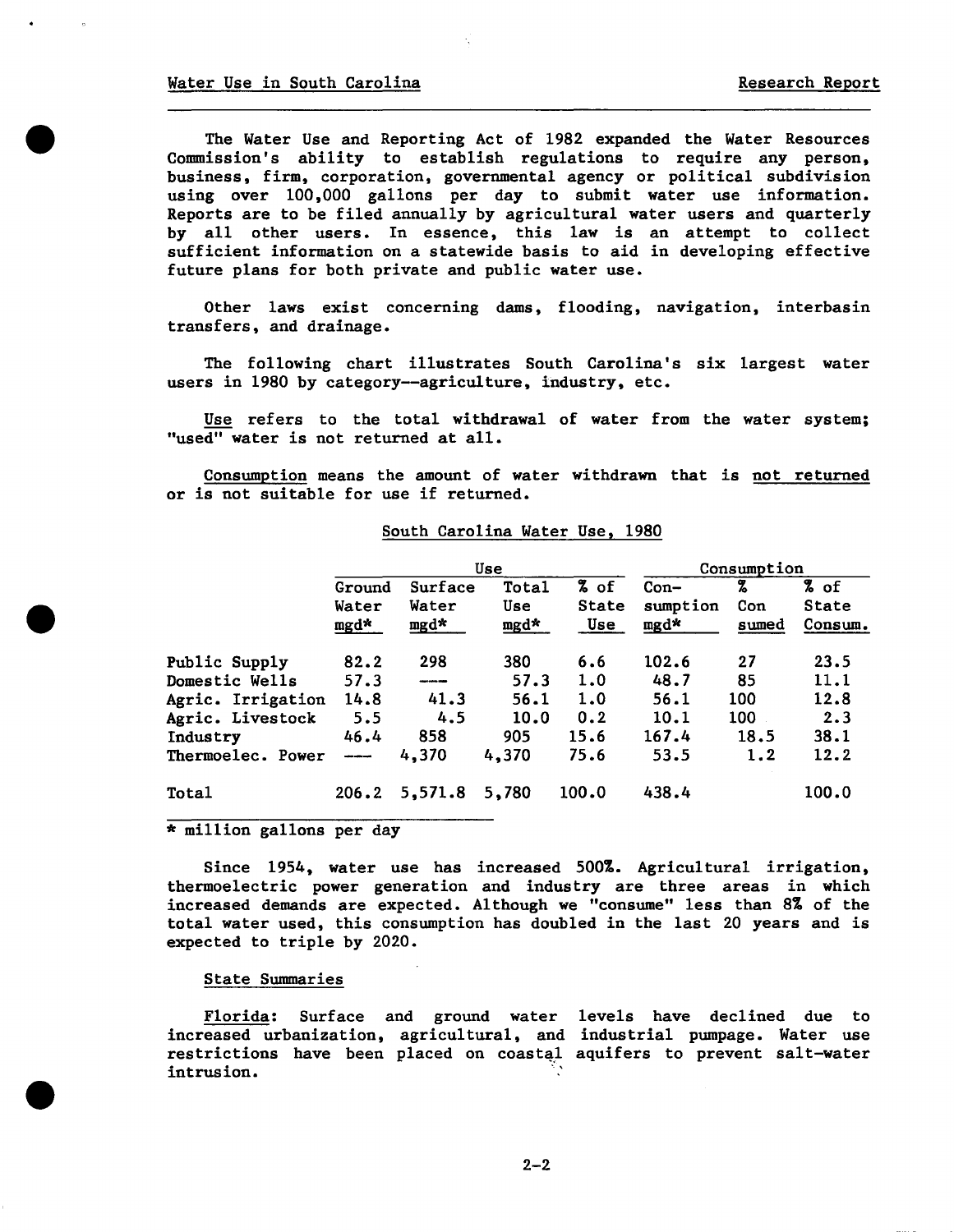The Water Use and Reporting Act of 1982 expanded the Water Resources Commission's ability to establish regulations to require any person, business, firm, corporation, governmental agency or political subdivision using over 100,000 gallons per day to submit water use information. Reports are to be filed annually by agricultural water users and quarterly by all other users. In essence, this law is an attempt to collect sufficient information on a statewide basis to aid in developing effective future plans for both private and public water use.

Other laws exist concerning dams, flooding, navigation, interbasin transfers, and drainage.

The following chart illustrates South Carolina's six largest water users in 1980 by category--agriculture, industry, etc.

Use refers to the total withdrawal of water from the water system; "used" water is not returned at all.

Consumption means the amount of water withdrawn that is not returned or is not suitable for use if returned.

South Carolina Water Use, 1980

| | Use | | | | Consumption | | |
|---|---|---|---|---|---|---|---|
| | Ground Water mgd* | Surface Water mgd* | Total Use mgd* | % of State Use | Con-sumption mgd* | % Con sumed | % of State Consum. |
| Public Supply | 82.2 | 298 | 380 | 6.6 | 102.6 | 27 | 23.5 |
| Domestic Wells | 57.3 | --- | 57.3 | 1.0 | 48.7 | 85 | 11.1 |
| Agric. Irrigation | 14.8 | 41.3 | 56.1 | 1.0 | 56.1 | 100 | 12.8 |
| Agric. Livestock | 5.5 | 4.5 | 10.0 | 0.2 | 10.1 | 100 | 2.3 |
| Industry | 46.4 | 858 | 905 | 15.6 | 167.4 | 18.5 | 38.1 |
| Thermoelec. Power | --- | 4,370 | 4,370 | 75.6 | 53.5 | 1.2 | 12.2 |
| Total | 206.2 | 5,571.8 | 5,780 | 100.0 | 438.4 | | 100.0 |

* million gallons per day

Since 1954, water use has increased 500%. Agricultural irrigation, thermoelectric power generation and industry are three areas in which increased demands are expected. Although we "consume" less than 8% of the total water used, this consumption has doubled in the last 20 years and is expected to triple by 2020.

## State Summaries

Florida: Surface and ground water levels have declined due to increased urbanization, agricultural, and industrial pumpage. Water use restrictions have been placed on coastal aquifers to prevent salt-water intrusion.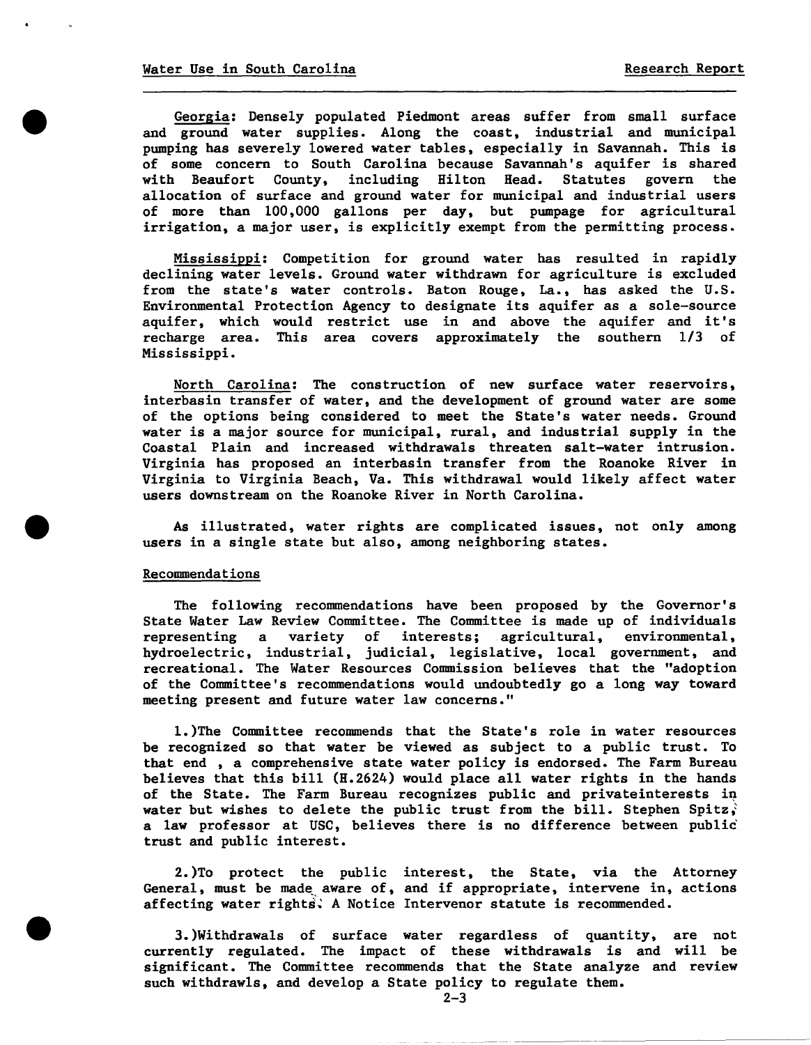Georgia: Densely populated Piedmont areas suffer from small surface and ground water supplies. Along the coast, industrial and municipal pumping has severely lowered water tables, especially in Savannah. This is of some concern to South Carolina because Savannah's aquifer is shared with Beaufort County, including Hilton Head. Statutes govern the allocation of surface and ground water for municipal and industrial users of more than 100,000 gallons per day, but pumpage for agricultural irrigation, a major user, is explicitly exempt from the permitting process.

Mississippi: Competition for ground water has resulted in rapidly declining water levels. Ground water withdrawn for agriculture is excluded from the state's water controls. Baton Rouge, La., has asked the U.S. Environmental Protection Agency to designate its aquifer as a sole-source aquifer, which would restrict use in and above the aquifer and it's recharge area. This area covers approximately the southern 1/3 of Mississippi.

North Carolina: The construction of new surface water reservoirs, interbasin transfer of water, and the development of ground water are some of the options being considered to meet the State's water needs. Ground water is a major source for municipal, rural, and industrial supply in the Coastal Plain and increased withdrawals threaten salt-water intrusion. Virginia has proposed an interbasin transfer from the Roanoke River in Virginia to Virginia Beach, Va. This withdrawal would likely affect water users downstream on the Roanoke River in North Carolina.

As illustrated, water rights are complicated issues, not only among users in a single state but also, among neighboring states.

## Recommendations

The following recommendations have been proposed by the Governor's State Water Law Review Committee. The Committee is made up of individuals representing a variety of interests; agricultural, environmental, hydroelectric, industrial, judicial, legislative, local government, and recreational. The Water Resources Commission believes that the "adoption of the Committee's recommendations would undoubtedly go a long way toward meeting present and future water law concerns."

1.)The Committee recommends that the State's role in water resources be recognized so that water be viewed as subject to a public trust. To that end , a comprehensive state water policy is endorsed. The Farm Bureau believes that this bill (H.2624) would place all water rights in the hands of the State. The Farm Bureau recognizes public and privateinterests in water but wishes to delete the public trust from the bill. Stephen Spitz, a law professor at USC, believes there is no difference between public trust and public interest.

2.)To protect the public interest, the State, via the Attorney General, must be made aware of, and if appropriate, intervene in, actions affecting water rights. A Notice Intervenor statute is recommended.

3.)Withdrawals of surface water regardless of quantity, are not currently regulated. The impact of these withdrawals is and will be significant. The Committee recommends that the State analyze and review such withdrawls, and develop a State policy to regulate them.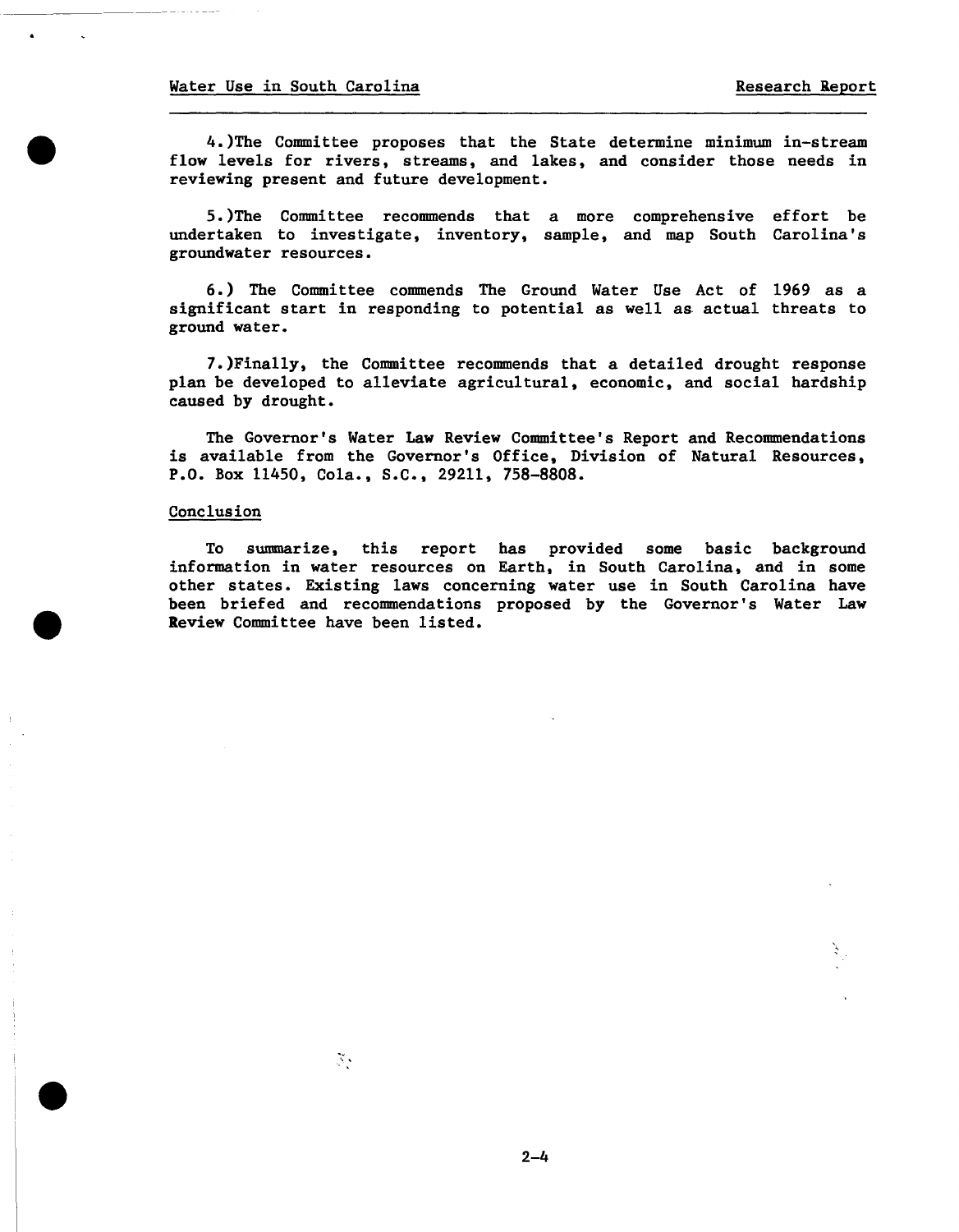4.)The Committee proposes that the State determine minimum in-stream flow levels for rivers, streams, and lakes, and consider those needs in reviewing present and future development.

5.)The Committee recommends that a more comprehensive effort be undertaken to investigate, inventory, sample, and map South Carolina's groundwater resources.

6.) The Committee commends The Ground Water Use Act of 1969 as a significant start in responding to potential as well as actual threats to ground water.

7.)Finally, the Committee recommends that a detailed drought response plan be developed to alleviate agricultural, economic, and social hardship caused by drought.

The Governor's Water Law Review Committee's Report and Recommendations is available from the Governor's Office, Division of Natural Resources, P.O. Box 11450, Cola., S.C., 29211, 758-8808.

## Conclusion

To summarize, this report has provided some basic background information in water resources on Earth, in South Carolina, and in some other states. Existing laws concerning water use in South Carolina have been briefed and recommendations proposed by the Governor's Water Law Review Committee have been listed.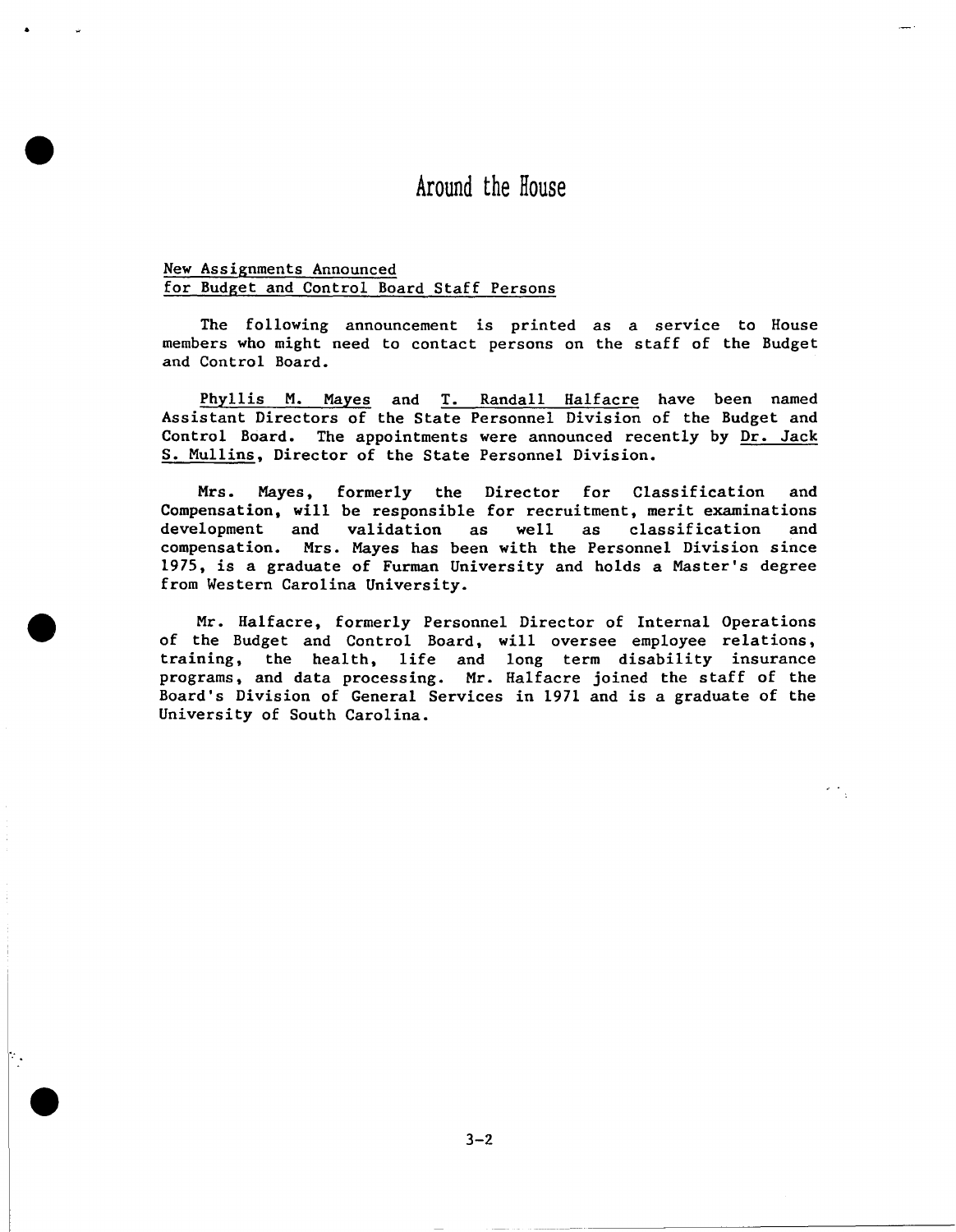# Around the House

## New Assignments Announced for Budget and Control Board Staff Persons

The following announcement is printed as a service to House members who might need to contact persons on the staff of the Budget and Control Board.

Phyllis M. Mayes and T. Randall Halfacre have been named Assistant Directors of the State Personnel Division of the Budget and Control Board. The appointments were announced recently by Dr. Jack S. Mullins, Director of the State Personnel Division.

Mrs. Mayes, formerly the Director for Classification and Compensation, will be responsible for recruitment, merit examinations development and validation as well as classification and compensation. Mrs. Mayes has been with the Personnel Division since 1975, is a graduate of Furman University and holds a Master's degree from Western Carolina University.

Mr. Halfacre, formerly Personnel Director of Internal Operations of the Budget and Control Board, will oversee employee relations, training, the health, life and long term disability insurance programs, and data processing. Mr. Halfacre joined the staff of the Board's Division of General Services in 1971 and is a graduate of the University of South Carolina.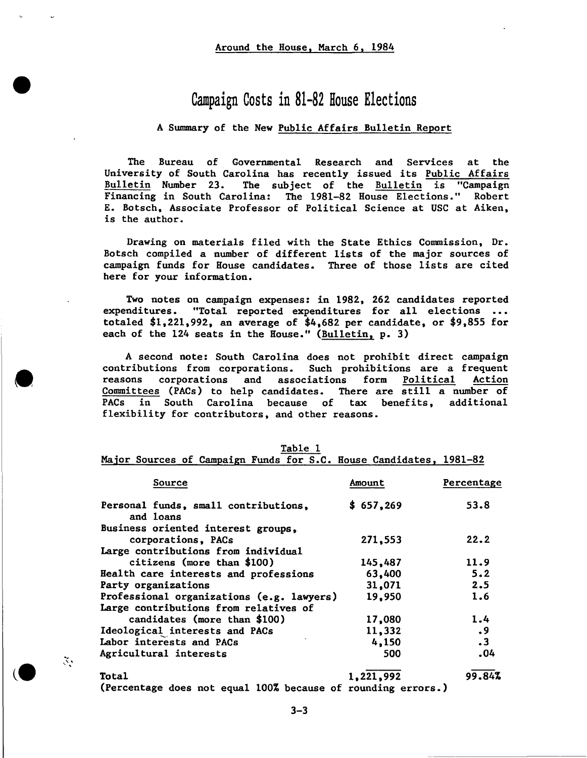Around the House, March 6, 1984

# Campaign Costs in 81-82 House Elections

A Summary of the New Public Affairs Bulletin Report

The Bureau of Governmental Research and Services at the University of South Carolina has recently issued its Public Affairs Bulletin Number 23. The subject of the Bulletin is "Campaign Financing in South Carolina: The 1981-82 House Elections." Robert E. Botsch, Associate Professor of Political Science at USC at Aiken, is the author.

Drawing on materials filed with the State Ethics Commission, Dr. Botsch compiled a number of different lists of the major sources of campaign funds for House candidates. Three of those lists are cited here for your information.

Two notes on campaign expenses: in 1982, 262 candidates reported expenditures. "Total reported expenditures for all elections ... totaled $1,221,992, an average of $4,682 per candidate, or $9,855 for each of the 124 seats in the House." (Bulletin, p. 3)

A second note: South Carolina does not prohibit direct campaign contributions from corporations. Such prohibitions are a frequent reasons corporations and associations form Political Action Committees (PACs) to help candidates. There are still a number of PACs in South Carolina because of tax benefits, additional flexibility for contributors, and other reasons.

Table 1
Major Sources of Campaign Funds for S.C. House Candidates, 1981-82

| Source | Amount | Percentage |
|---|---|---|
| Personal funds, small contributions, and loans | $ 657,269 | 53.8 |
| Business oriented interest groups, corporations, PACs | 271,553 | 22.2 |
| Large contributions from individual citizens (more than $100) | 145,487 | 11.9 |
| Health care interests and professions | 63,400 | 5.2 |
| Party organizations | 31,071 | 2.5 |
| Professional organizations (e.g. lawyers) | 19,950 | 1.6 |
| Large contributions from relatives of candidates (more than $100) | 17,080 | 1.4 |
| Ideological interests and PACs | 11,332 | .9 |
| Labor interests and PACs | 4,150 | .3 |
| Agricultural interests | 500 | .04 |
| Total | 1,221,992 | 99.84% |

(Percentage does not equal 100% because of rounding errors.)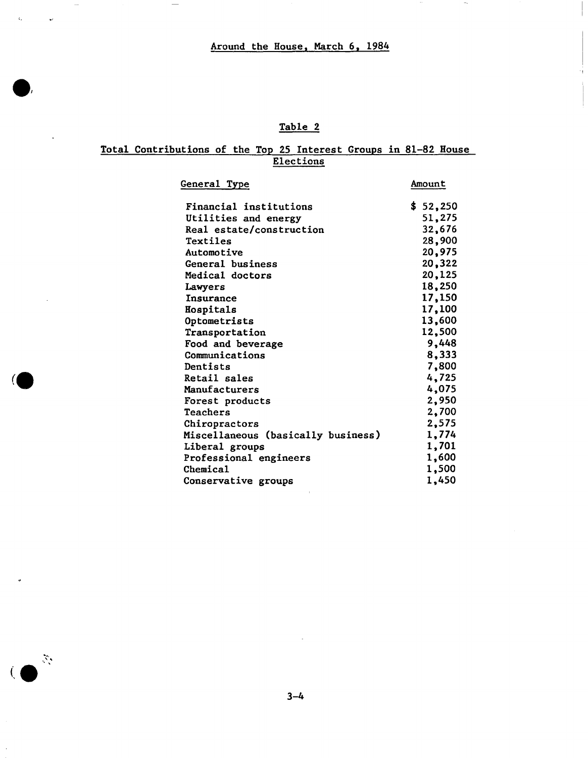## Table 2

### Total Contributions of the Top 25 Interest Groups in 81-82 House Elections

| General Type | Amount |
|---|---|
| Financial institutions | $ 52,250 |
| Utilities and energy | 51,275 |
| Real estate/construction | 32,676 |
| Textiles | 28,900 |
| Automotive | 20,975 |
| General business | 20,322 |
| Medical doctors | 20,125 |
| Lawyers | 18,250 |
| Insurance | 17,150 |
| Hospitals | 17,100 |
| Optometrists | 13,600 |
| Transportation | 12,500 |
| Food and beverage | 9,448 |
| Communications | 8,333 |
| Dentists | 7,800 |
| Retail sales | 4,725 |
| Manufacturers | 4,075 |
| Forest products | 2,950 |
| Teachers | 2,700 |
| Chiropractors | 2,575 |
| Miscellaneous (basically business) | 1,774 |
| Liberal groups | 1,701 |
| Professional engineers | 1,600 |
| Chemical | 1,500 |
| Conservative groups | 1,450 |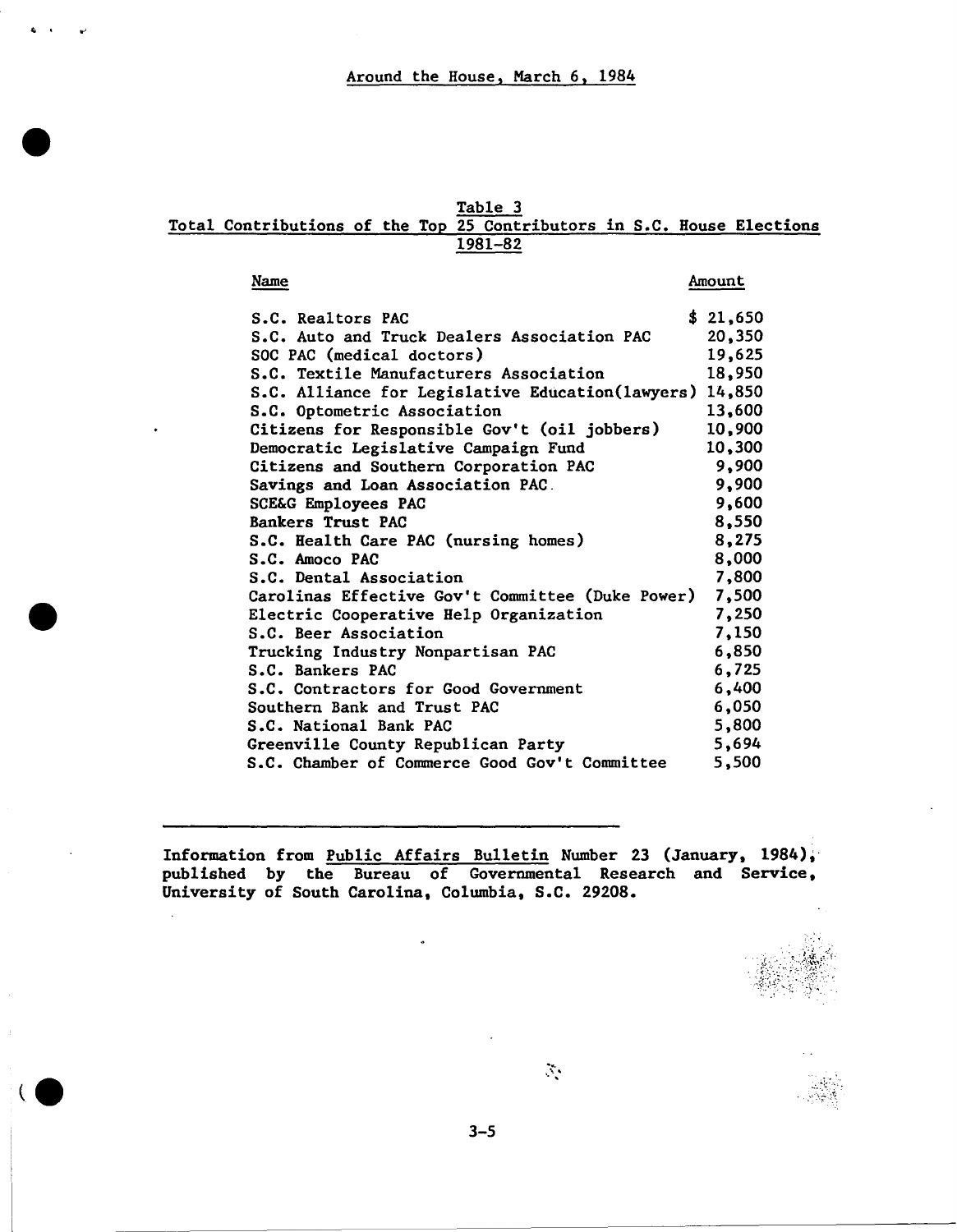Around the House, March 6, 1984

## Table 3
### Total Contributions of the Top 25 Contributors in S.C. House Elections 1981-82

| Name | Amount |
|---|---|
| S.C. Realtors PAC | $ 21,650 |
| S.C. Auto and Truck Dealers Association PAC | 20,350 |
| SOC PAC (medical doctors) | 19,625 |
| S.C. Textile Manufacturers Association | 18,950 |
| S.C. Alliance for Legislative Education(lawyers) | 14,850 |
| S.C. Optometric Association | 13,600 |
| Citizens for Responsible Gov't (oil jobbers) | 10,900 |
| Democratic Legislative Campaign Fund | 10,300 |
| Citizens and Southern Corporation PAC | 9,900 |
| Savings and Loan Association PAC. | 9,900 |
| SCE&G Employees PAC | 9,600 |
| Bankers Trust PAC | 8,550 |
| S.C. Health Care PAC (nursing homes) | 8,275 |
| S.C. Amoco PAC | 8,000 |
| S.C. Dental Association | 7,800 |
| Carolinas Effective Gov't Committee (Duke Power) | 7,500 |
| Electric Cooperative Help Organization | 7,250 |
| S.C. Beer Association | 7,150 |
| Trucking Industry Nonpartisan PAC | 6,850 |
| S.C. Bankers PAC | 6,725 |
| S.C. Contractors for Good Government | 6,400 |
| Southern Bank and Trust PAC | 6,050 |
| S.C. National Bank PAC | 5,800 |
| Greenville County Republican Party | 5,694 |
| S.C. Chamber of Commerce Good Gov't Committee | 5,500 |

Information from Public Affairs Bulletin Number 23 (January, 1984), published by the Bureau of Governmental Research and Service, University of South Carolina, Columbia, S.C. 29208.